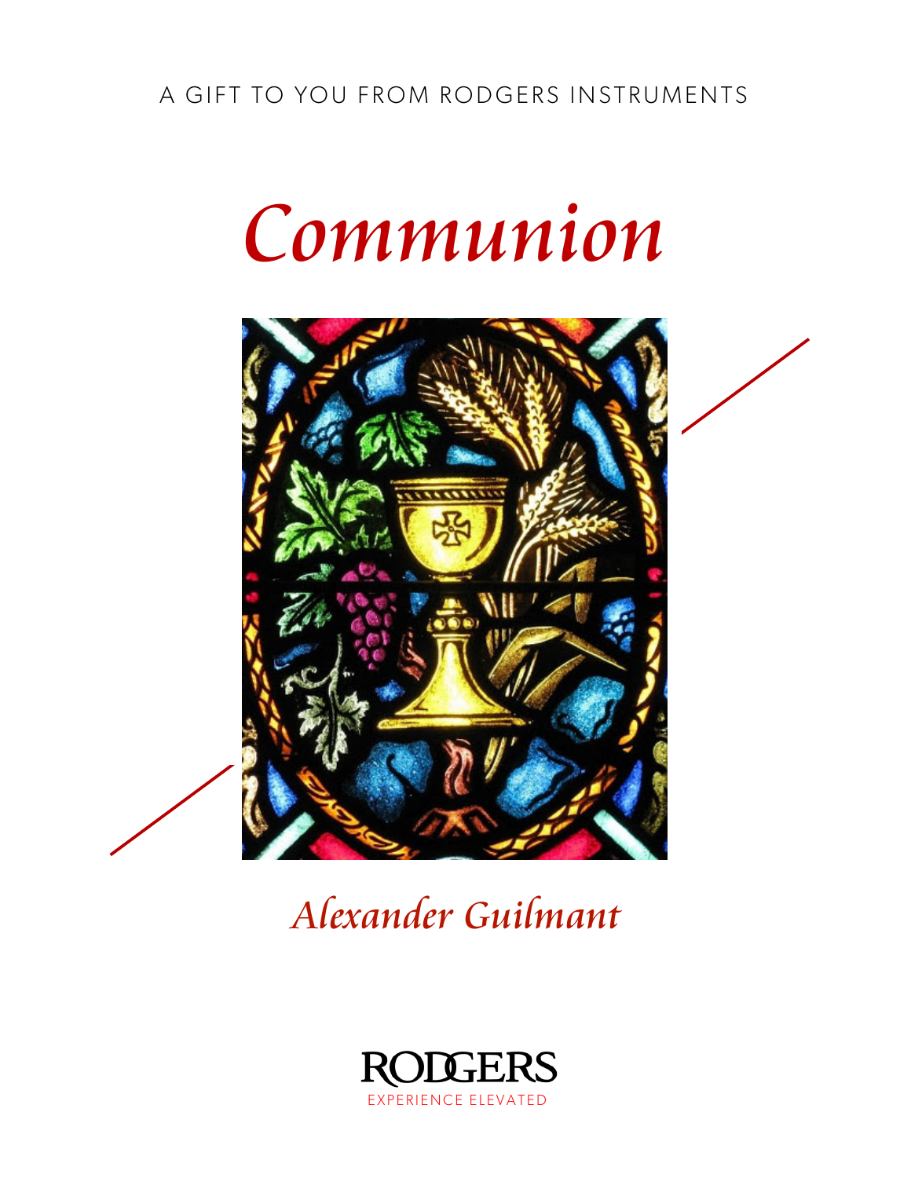A GIFT TO YOU FROM RODGERS INSTRUMENTS

# *Communion*

## *Alexander Guilmant*

RODGERS

EXPERIENCE ELEVATED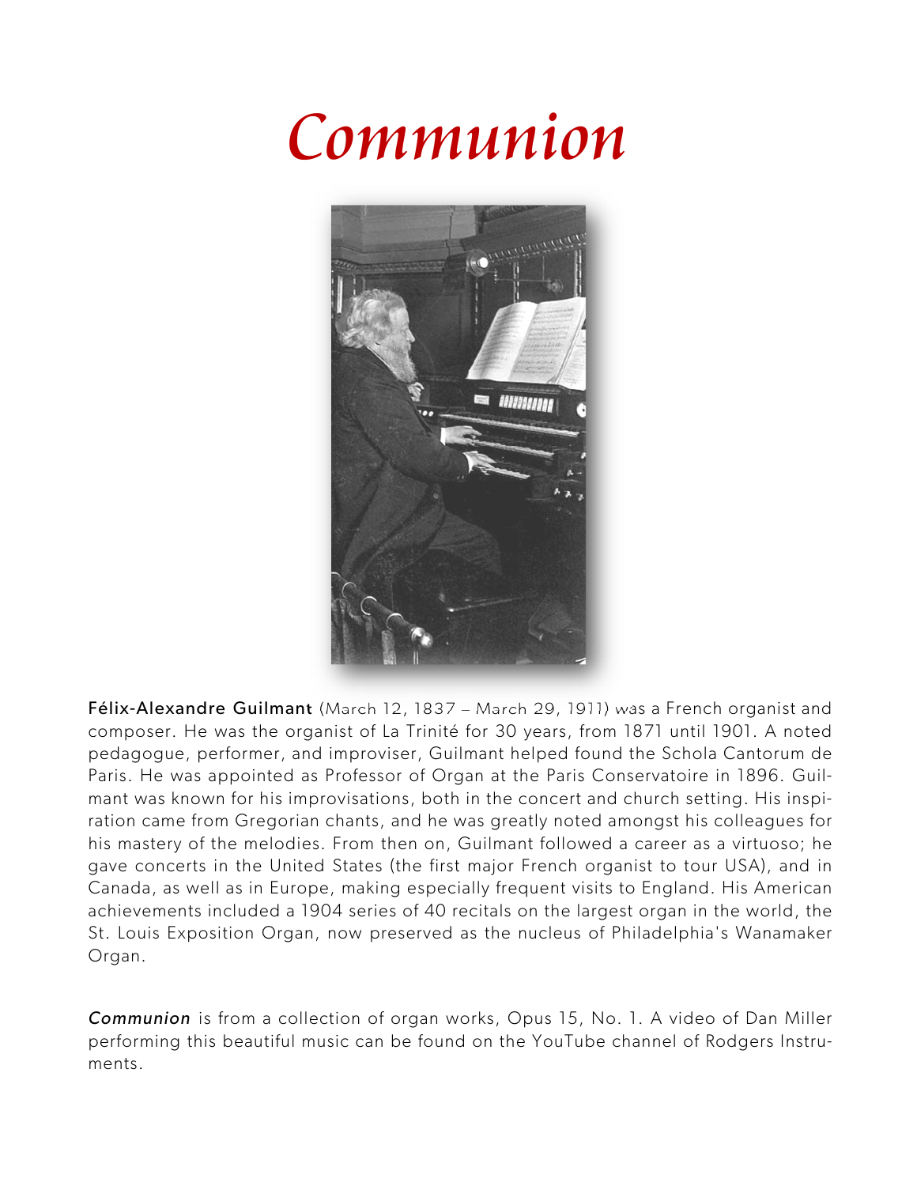# Communion

**Félix-Alexandre Guilmant** (March 12, 1837 – March 29, 1911) was a French organist and composer. He was the organist of La Trinité for 30 years, from 1871 until 1901. A noted pedagogue, performer, and improviser, Guilmant helped found the Schola Cantorum de Paris. He was appointed as Professor of Organ at the Paris Conservatoire in 1896. Guilmant was known for his improvisations, both in the concert and church setting. His inspiration came from Gregorian chants, and he was greatly noted amongst his colleagues for his mastery of the melodies. From then on, Guilmant followed a career as a virtuoso; he gave concerts in the United States (the first major French organist to tour USA), and in Canada, as well as in Europe, making especially frequent visits to England. His American achievements included a 1904 series of 40 recitals on the largest organ in the world, the St. Louis Exposition Organ, now preserved as the nucleus of Philadelphia's Wanamaker Organ.

***Communion*** is from a collection of organ works, Opus 15, No. 1. A video of Dan Miller performing this beautiful music can be found on the YouTube channel of Rodgers Instruments.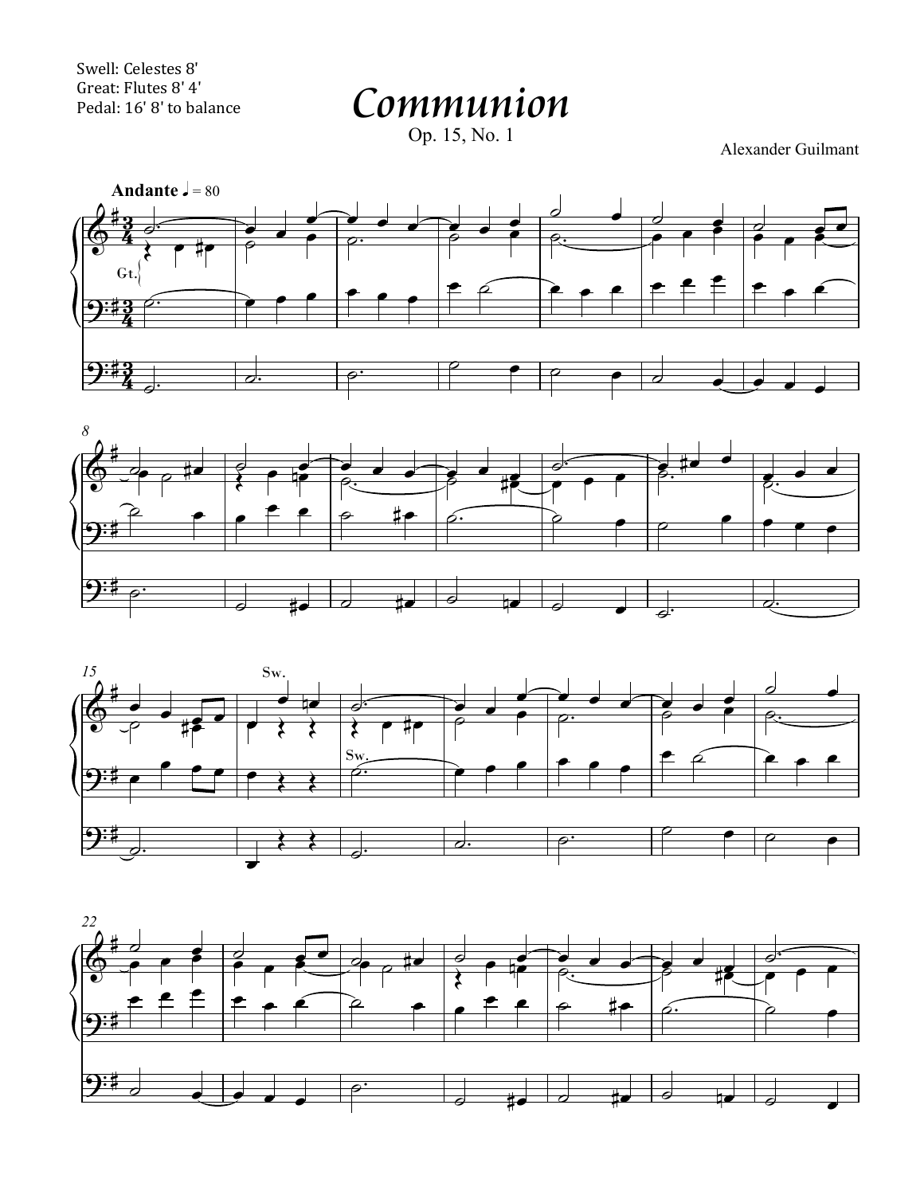Swell: Celestes 8'
Great: Flutes 8' 4'
Pedal: 16' 8' to balance

# *Communion*

Op. 15, No. 1

Alexander Guilmant

**Andante** ♩ = 80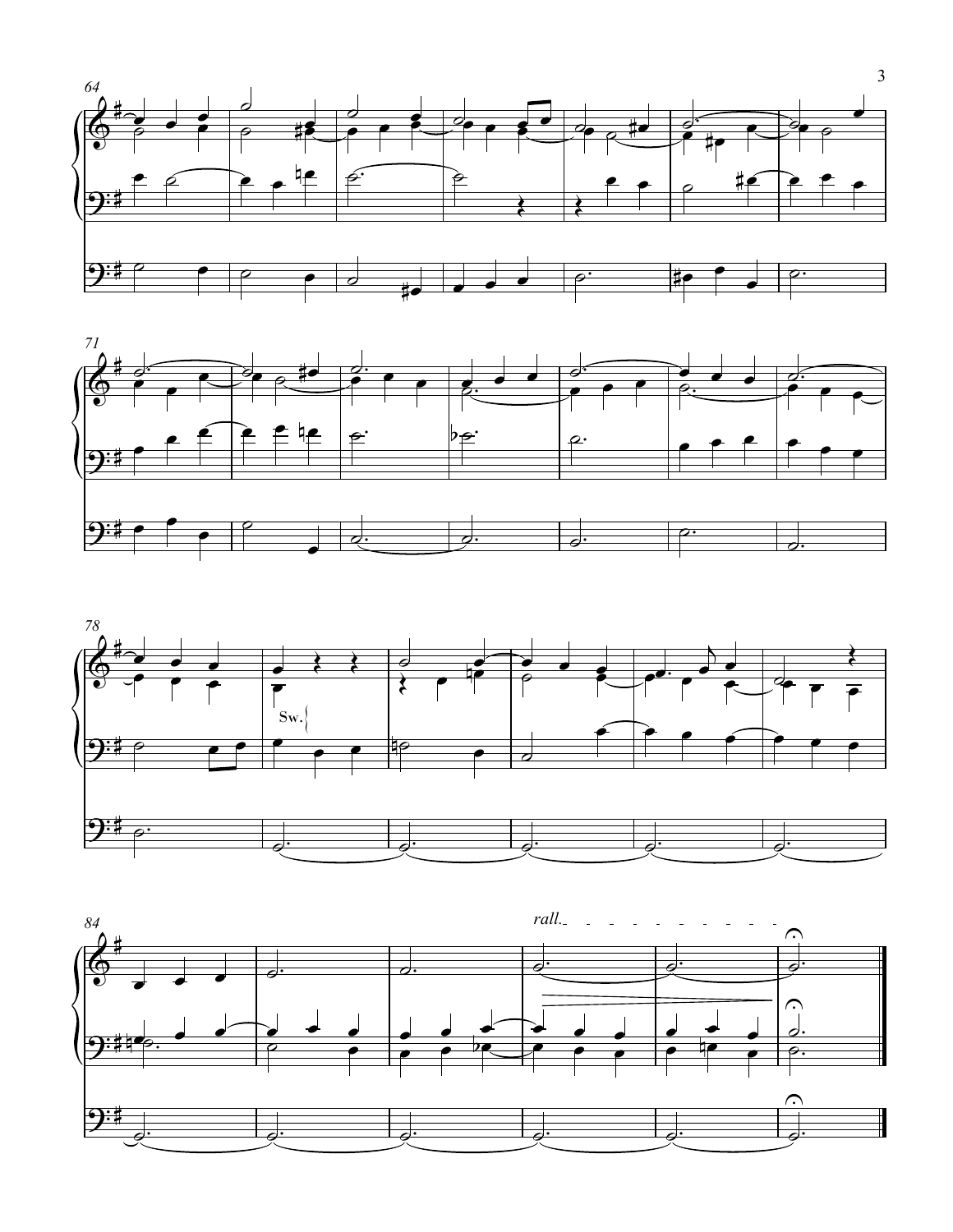Sw.

*rall.*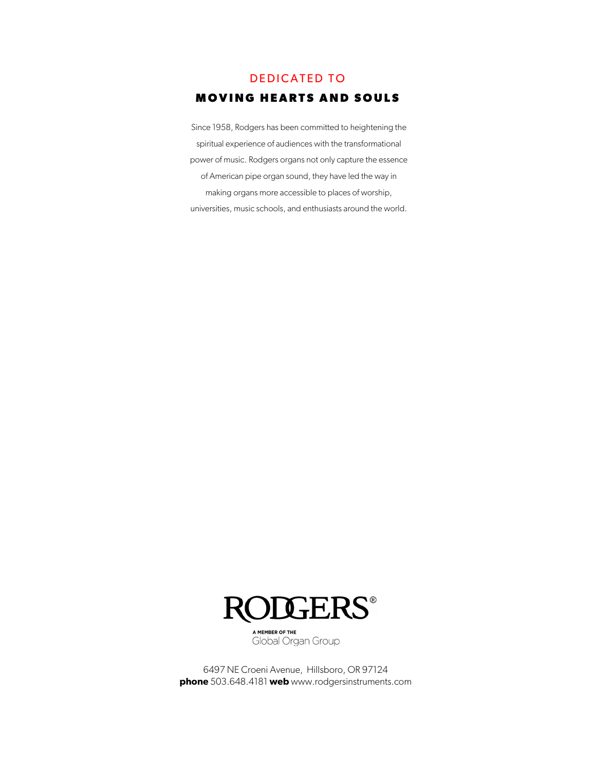## DEDICATED TO

## MOVING HEARTS AND SOULS

Since 1958, Rodgers has been committed to heightening the spiritual experience of audiences with the transformational power of music. Rodgers organs not only capture the essence of American pipe organ sound, they have led the way in making organs more accessible to places of worship, universities, music schools, and enthusiasts around the world.

RODGERS®

A MEMBER OF THE
Global Organ Group

6497 NE Croeni Avenue, Hillsboro, OR 97124
**phone** 503.648.4181 **web** www.rodgersinstruments.com